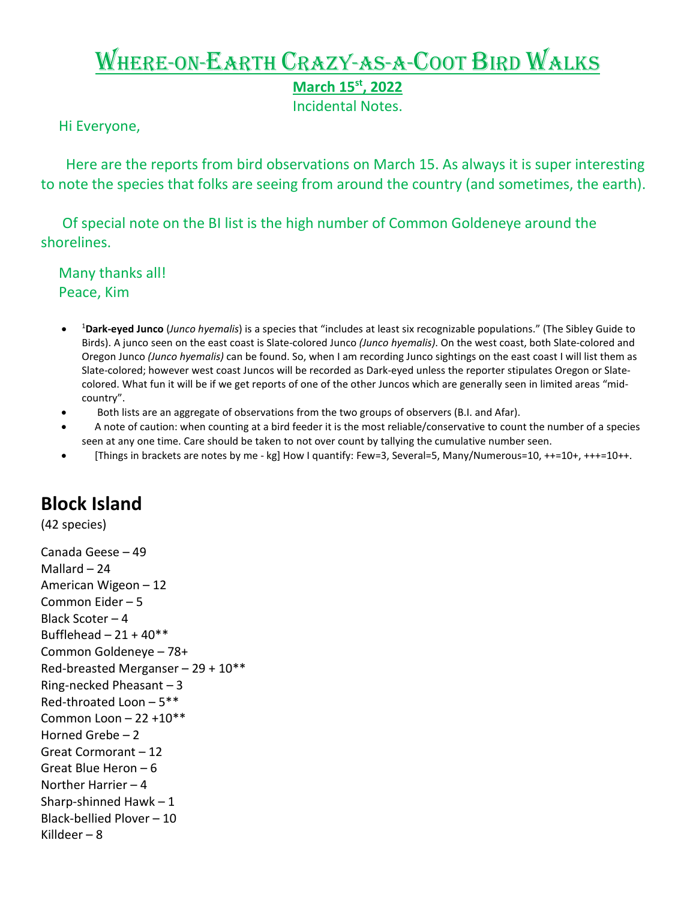# Where-on-Earth Crazy-as-a-Coot Bird Walks

**March 15st, 2022**

Incidental Notes.

Hi Everyone,

Here are the reports from bird observations on March 15. As always it is super interesting to note the species that folks are seeing from around the country (and sometimes, the earth).

Of special note on the BI list is the high number of Common Goldeneye around the shorelines.

Many thanks all!
Peace, Kim

- [1]**Dark-eyed Junco** (*Junco hyemalis*) is a species that "includes at least six recognizable populations." (The Sibley Guide to Birds). A junco seen on the east coast is Slate-colored Junco *(Junco hyemalis)*. On the west coast, both Slate-colored and Oregon Junco *(Junco hyemalis)* can be found. So, when I am recording Junco sightings on the east coast I will list them as Slate-colored; however west coast Juncos will be recorded as Dark-eyed unless the reporter stipulates Oregon or Slate-colored. What fun it will be if we get reports of one of the other Juncos which are generally seen in limited areas "mid-country".
- Both lists are an aggregate of observations from the two groups of observers (B.I. and Afar).
- A note of caution: when counting at a bird feeder it is the most reliable/conservative to count the number of a species seen at any one time. Care should be taken to not over count by tallying the cumulative number seen.
- [Things in brackets are notes by me - kg] How I quantify: Few=3, Several=5, Many/Numerous=10, ++=10+, +++=10++.

## Block Island

(42 species)

Canada Geese – 49
Mallard – 24
American Wigeon – 12
Common Eider – 5
Black Scoter – 4
Bufflehead – 21 + 40**
Common Goldeneye – 78+
Red-breasted Merganser – 29 + 10**
Ring-necked Pheasant – 3
Red-throated Loon – 5**
Common Loon – 22 +10**
Horned Grebe – 2
Great Cormorant – 12
Great Blue Heron – 6
Norther Harrier – 4
Sharp-shinned Hawk – 1
Black-bellied Plover – 10
Killdeer – 8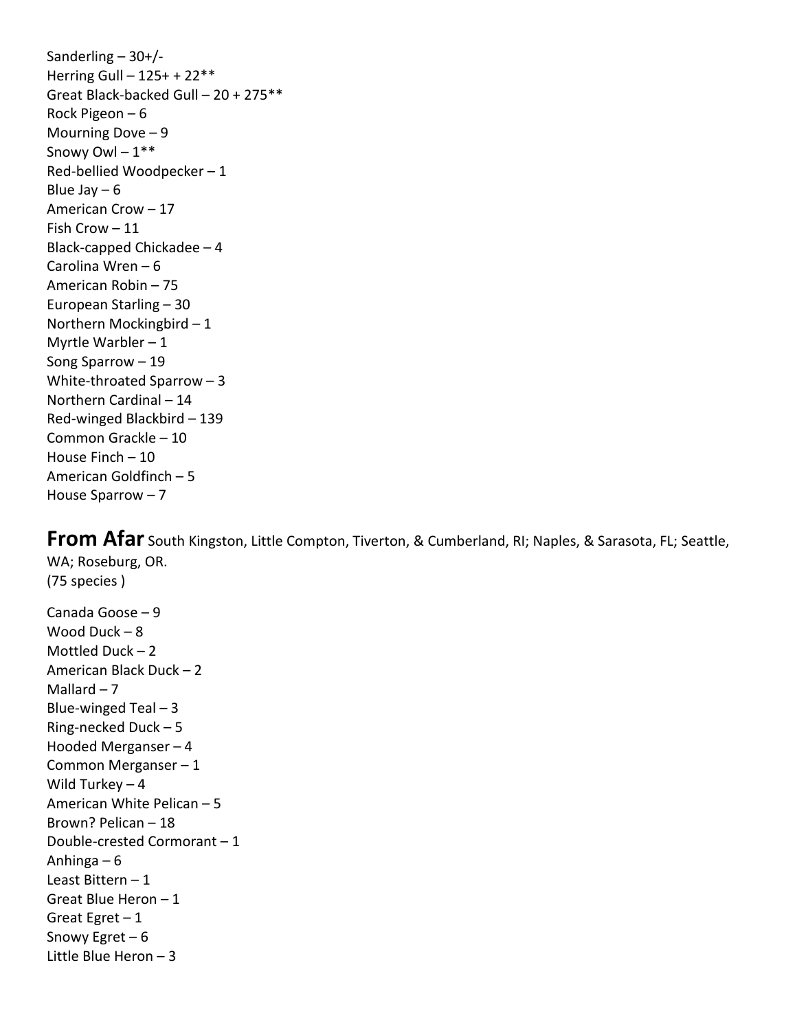Sanderling – 30+/-
Herring Gull – 125+ + 22**
Great Black-backed Gull – 20 + 275**
Rock Pigeon – 6
Mourning Dove – 9
Snowy Owl – 1**
Red-bellied Woodpecker – 1
Blue Jay – 6
American Crow – 17
Fish Crow – 11
Black-capped Chickadee – 4
Carolina Wren – 6
American Robin – 75
European Starling – 30
Northern Mockingbird – 1
Myrtle Warbler – 1
Song Sparrow – 19
White-throated Sparrow – 3
Northern Cardinal – 14
Red-winged Blackbird – 139
Common Grackle – 10
House Finch – 10
American Goldfinch – 5
House Sparrow – 7

**From Afar** South Kingston, Little Compton, Tiverton, & Cumberland, RI; Naples, & Sarasota, FL; Seattle, WA; Roseburg, OR.
(75 species )

Canada Goose – 9
Wood Duck – 8
Mottled Duck – 2
American Black Duck – 2
Mallard – 7
Blue-winged Teal – 3
Ring-necked Duck – 5
Hooded Merganser – 4
Common Merganser – 1
Wild Turkey – 4
American White Pelican – 5
Brown? Pelican – 18
Double-crested Cormorant – 1
Anhinga – 6
Least Bittern – 1
Great Blue Heron – 1
Great Egret – 1
Snowy Egret – 6
Little Blue Heron – 3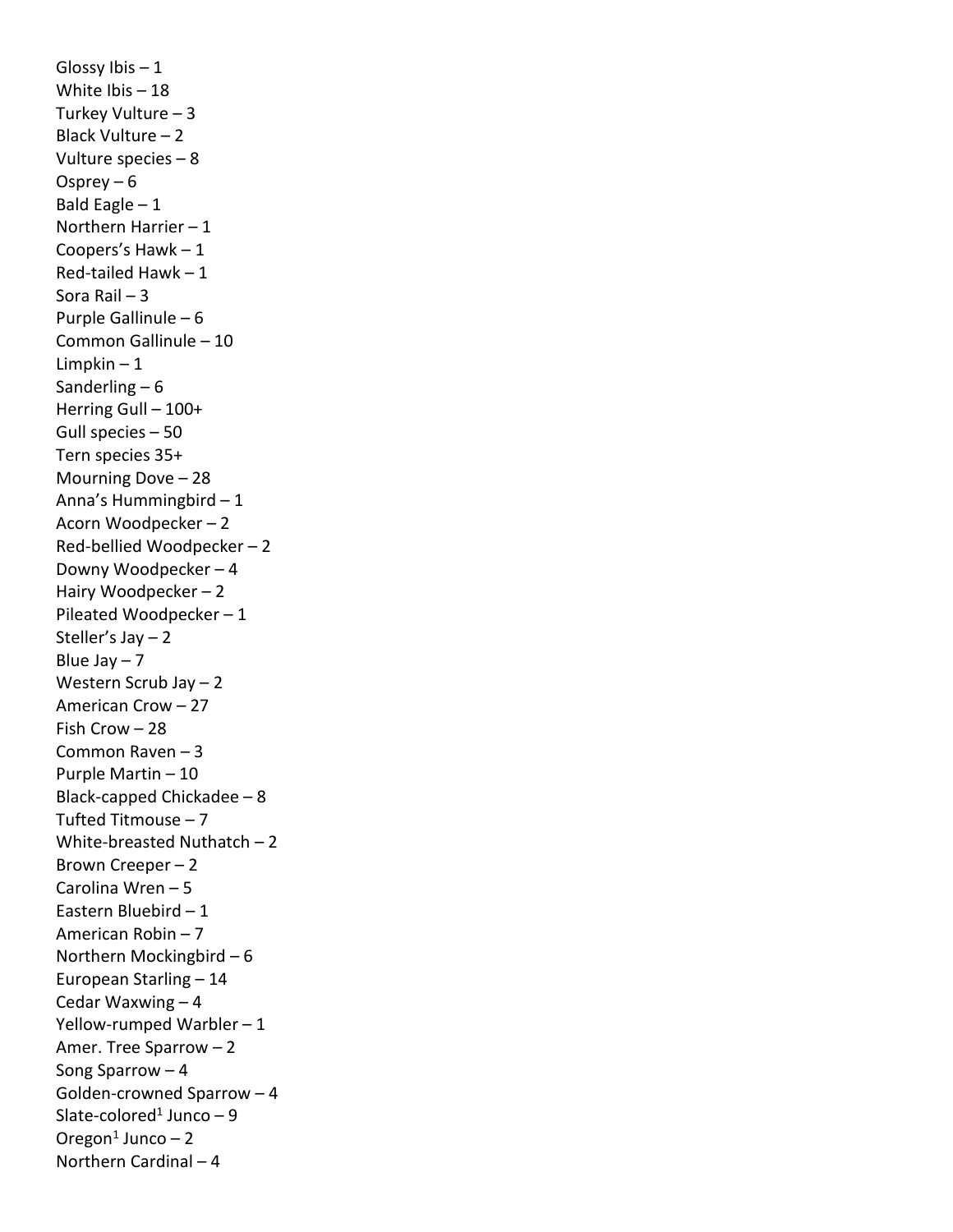Glossy Ibis – 1  
White Ibis – 18  
Turkey Vulture – 3  
Black Vulture – 2  
Vulture species – 8  
Osprey – 6  
Bald Eagle – 1  
Northern Harrier – 1  
Coopers's Hawk – 1  
Red-tailed Hawk – 1  
Sora Rail – 3  
Purple Gallinule – 6  
Common Gallinule – 10  
Limpkin – 1  
Sanderling – 6  
Herring Gull – 100+  
Gull species – 50  
Tern species 35+  
Mourning Dove – 28  
Anna's Hummingbird – 1  
Acorn Woodpecker – 2  
Red-bellied Woodpecker – 2  
Downy Woodpecker – 4  
Hairy Woodpecker – 2  
Pileated Woodpecker – 1  
Steller's Jay – 2  
Blue Jay – 7  
Western Scrub Jay – 2  
American Crow – 27  
Fish Crow – 28  
Common Raven – 3  
Purple Martin – 10  
Black-capped Chickadee – 8  
Tufted Titmouse – 7  
White-breasted Nuthatch – 2  
Brown Creeper – 2  
Carolina Wren – 5  
Eastern Bluebird – 1  
American Robin – 7  
Northern Mockingbird – 6  
European Starling – 14  
Cedar Waxwing – 4  
Yellow-rumped Warbler – 1  
Amer. Tree Sparrow – 2  
Song Sparrow – 4  
Golden-crowned Sparrow – 4  
Slate-colored[1] Junco – 9  
Oregon[1] Junco – 2  
Northern Cardinal – 4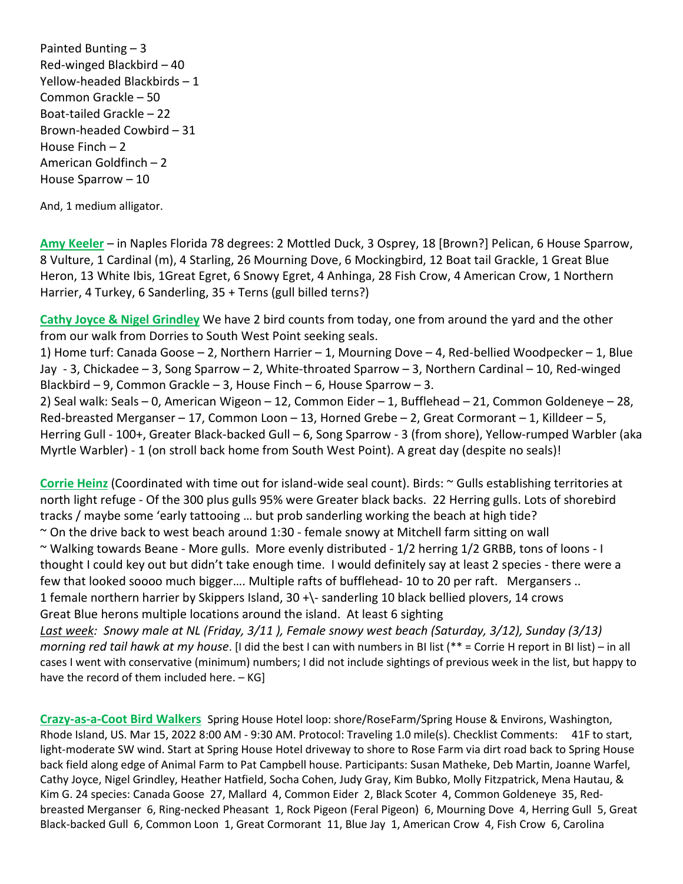Painted Bunting – 3
Red-winged Blackbird – 40
Yellow-headed Blackbirds – 1
Common Grackle – 50
Boat-tailed Grackle – 22
Brown-headed Cowbird – 31
House Finch – 2
American Goldfinch – 2
House Sparrow – 10

And, 1 medium alligator.

**Amy Keeler** – in Naples Florida 78 degrees: 2 Mottled Duck, 3 Osprey, 18 [Brown?] Pelican, 6 House Sparrow, 8 Vulture, 1 Cardinal (m), 4 Starling, 26 Mourning Dove, 6 Mockingbird, 12 Boat tail Grackle, 1 Great Blue Heron, 13 White Ibis, 1Great Egret, 6 Snowy Egret, 4 Anhinga, 28 Fish Crow, 4 American Crow, 1 Northern Harrier, 4 Turkey, 6 Sanderling, 35 + Terns (gull billed terns?)

**Cathy Joyce & Nigel Grindley** We have 2 bird counts from today, one from around the yard and the other from our walk from Dorries to South West Point seeking seals.
1) Home turf: Canada Goose – 2, Northern Harrier – 1, Mourning Dove – 4, Red-bellied Woodpecker – 1, Blue Jay - 3, Chickadee – 3, Song Sparrow – 2, White-throated Sparrow – 3, Northern Cardinal – 10, Red-winged Blackbird – 9, Common Grackle – 3, House Finch – 6, House Sparrow – 3.
2) Seal walk: Seals – 0, American Wigeon – 12, Common Eider – 1, Bufflehead – 21, Common Goldeneye – 28, Red-breasted Merganser – 17, Common Loon – 13, Horned Grebe – 2, Great Cormorant – 1, Killdeer – 5, Herring Gull - 100+, Greater Black-backed Gull – 6, Song Sparrow - 3 (from shore), Yellow-rumped Warbler (aka Myrtle Warbler) - 1 (on stroll back home from South West Point). A great day (despite no seals)!

**Corrie Heinz** (Coordinated with time out for island-wide seal count). Birds: ~ Gulls establishing territories at north light refuge - Of the 300 plus gulls 95% were Greater black backs. 22 Herring gulls. Lots of shorebird tracks / maybe some 'early tattooing … but prob sanderling working the beach at high tide?
~ On the drive back to west beach around 1:30 - female snowy at Mitchell farm sitting on wall
~ Walking towards Beane - More gulls. More evenly distributed - 1/2 herring 1/2 GRBB, tons of loons - I thought I could key out but didn't take enough time. I would definitely say at least 2 species - there were a few that looked soooo much bigger…. Multiple rafts of bufflehead- 10 to 20 per raft. Mergansers ..
1 female northern harrier by Skippers Island, 30 +\- sanderling 10 black bellied plovers, 14 crows
Great Blue herons multiple locations around the island. At least 6 sighting
*Last week: Snowy male at NL (Friday, 3/11 ), Female snowy west beach (Saturday, 3/12), Sunday (3/13) morning red tail hawk at my house*. [I did the best I can with numbers in BI list (** = Corrie H report in BI list) – in all cases I went with conservative (minimum) numbers; I did not include sightings of previous week in the list, but happy to have the record of them included here. – KG]

**Crazy-as-a-Coot Bird Walkers** Spring House Hotel loop: shore/RoseFarm/Spring House & Environs, Washington, Rhode Island, US. Mar 15, 2022 8:00 AM - 9:30 AM. Protocol: Traveling 1.0 mile(s). Checklist Comments: 41F to start, light-moderate SW wind. Start at Spring House Hotel driveway to shore to Rose Farm via dirt road back to Spring House back field along edge of Animal Farm to Pat Campbell house. Participants: Susan Matheke, Deb Martin, Joanne Warfel, Cathy Joyce, Nigel Grindley, Heather Hatfield, Socha Cohen, Judy Gray, Kim Bubko, Molly Fitzpatrick, Mena Hautau, & Kim G. 24 species: Canada Goose 27, Mallard 4, Common Eider 2, Black Scoter 4, Common Goldeneye 35, Red-breasted Merganser 6, Ring-necked Pheasant 1, Rock Pigeon (Feral Pigeon) 6, Mourning Dove 4, Herring Gull 5, Great Black-backed Gull 6, Common Loon 1, Great Cormorant 11, Blue Jay 1, American Crow 4, Fish Crow 6, Carolina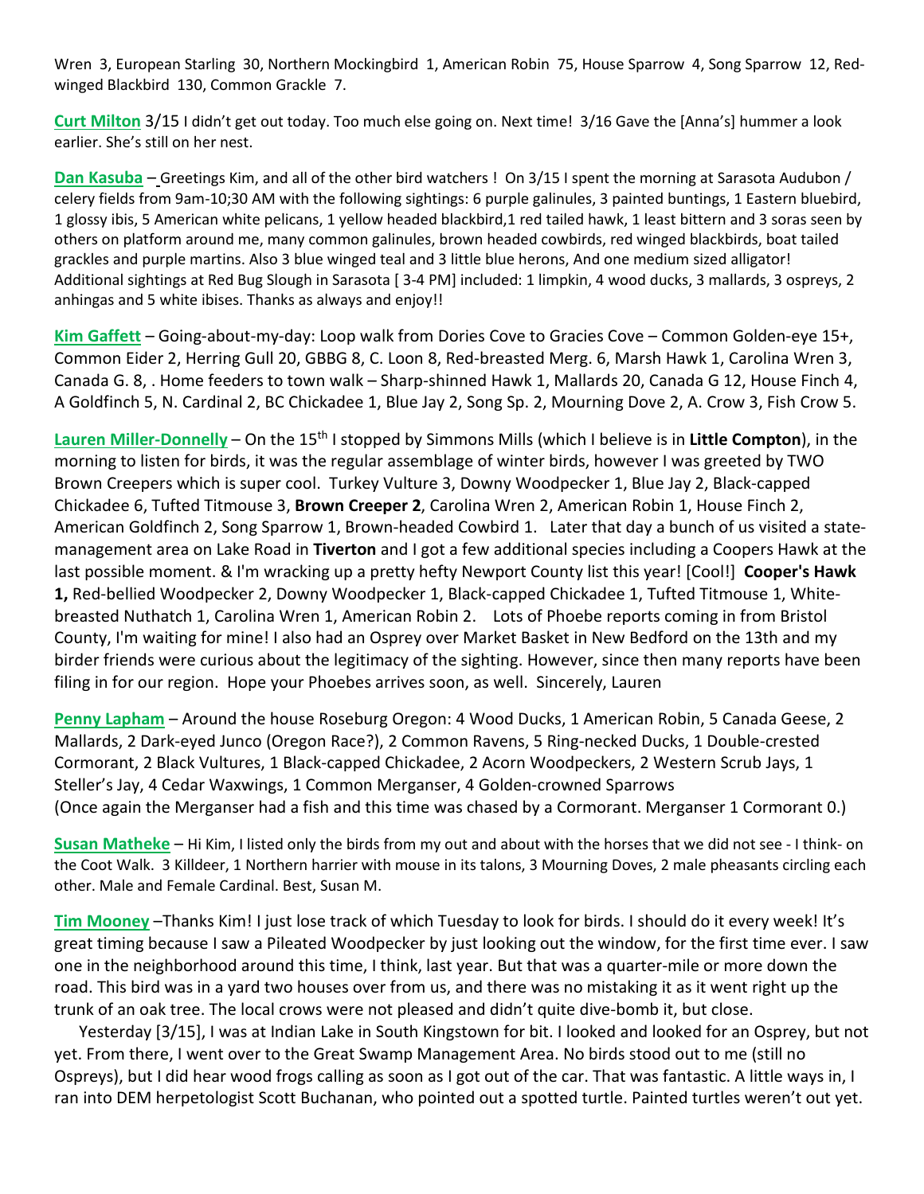Wren 3, European Starling 30, Northern Mockingbird 1, American Robin 75, House Sparrow 4, Song Sparrow 12, Red-winged Blackbird 130, Common Grackle 7.

**Curt Milton** 3/15 I didn't get out today. Too much else going on. Next time! 3/16 Gave the [Anna's] hummer a look earlier. She's still on her nest.

**Dan Kasuba** – Greetings Kim, and all of the other bird watchers ! On 3/15 I spent the morning at Sarasota Audubon / celery fields from 9am-10;30 AM with the following sightings: 6 purple galinules, 3 painted buntings, 1 Eastern bluebird, 1 glossy ibis, 5 American white pelicans, 1 yellow headed blackbird,1 red tailed hawk, 1 least bittern and 3 soras seen by others on platform around me, many common galinules, brown headed cowbirds, red winged blackbirds, boat tailed grackles and purple martins. Also 3 blue winged teal and 3 little blue herons, And one medium sized alligator! Additional sightings at Red Bug Slough in Sarasota [ 3-4 PM] included: 1 limpkin, 4 wood ducks, 3 mallards, 3 ospreys, 2 anhingas and 5 white ibises. Thanks as always and enjoy!!

**Kim Gaffett** – Going-about-my-day: Loop walk from Dories Cove to Gracies Cove – Common Golden-eye 15+, Common Eider 2, Herring Gull 20, GBBG 8, C. Loon 8, Red-breasted Merg. 6, Marsh Hawk 1, Carolina Wren 3, Canada G. 8, . Home feeders to town walk – Sharp-shinned Hawk 1, Mallards 20, Canada G 12, House Finch 4, A Goldfinch 5, N. Cardinal 2, BC Chickadee 1, Blue Jay 2, Song Sp. 2, Mourning Dove 2, A. Crow 3, Fish Crow 5.

**Lauren Miller-Donnelly** – On the 15th I stopped by Simmons Mills (which I believe is in **Little Compton**), in the morning to listen for birds, it was the regular assemblage of winter birds, however I was greeted by TWO Brown Creepers which is super cool. Turkey Vulture 3, Downy Woodpecker 1, Blue Jay 2, Black-capped Chickadee 6, Tufted Titmouse 3, **Brown Creeper 2**, Carolina Wren 2, American Robin 1, House Finch 2, American Goldfinch 2, Song Sparrow 1, Brown-headed Cowbird 1. Later that day a bunch of us visited a state-management area on Lake Road in **Tiverton** and I got a few additional species including a Coopers Hawk at the last possible moment. & I'm wracking up a pretty hefty Newport County list this year! [Cool!] **Cooper's Hawk 1,** Red-bellied Woodpecker 2, Downy Woodpecker 1, Black-capped Chickadee 1, Tufted Titmouse 1, White-breasted Nuthatch 1, Carolina Wren 1, American Robin 2. Lots of Phoebe reports coming in from Bristol County, I'm waiting for mine! I also had an Osprey over Market Basket in New Bedford on the 13th and my birder friends were curious about the legitimacy of the sighting. However, since then many reports have been filing in for our region. Hope your Phoebes arrives soon, as well. Sincerely, Lauren

**Penny Lapham** – Around the house Roseburg Oregon: 4 Wood Ducks, 1 American Robin, 5 Canada Geese, 2 Mallards, 2 Dark-eyed Junco (Oregon Race?), 2 Common Ravens, 5 Ring-necked Ducks, 1 Double-crested Cormorant, 2 Black Vultures, 1 Black-capped Chickadee, 2 Acorn Woodpeckers, 2 Western Scrub Jays, 1 Steller's Jay, 4 Cedar Waxwings, 1 Common Merganser, 4 Golden-crowned Sparrows
(Once again the Merganser had a fish and this time was chased by a Cormorant. Merganser 1 Cormorant 0.)

**Susan Matheke** – Hi Kim, I listed only the birds from my out and about with the horses that we did not see - I think- on the Coot Walk. 3 Killdeer, 1 Northern harrier with mouse in its talons, 3 Mourning Doves, 2 male pheasants circling each other. Male and Female Cardinal. Best, Susan M.

**Tim Mooney** –Thanks Kim! I just lose track of which Tuesday to look for birds. I should do it every week! It's great timing because I saw a Pileated Woodpecker by just looking out the window, for the first time ever. I saw one in the neighborhood around this time, I think, last year. But that was a quarter-mile or more down the road. This bird was in a yard two houses over from us, and there was no mistaking it as it went right up the trunk of an oak tree. The local crows were not pleased and didn't quite dive-bomb it, but close.

Yesterday [3/15], I was at Indian Lake in South Kingstown for bit. I looked and looked for an Osprey, but not yet. From there, I went over to the Great Swamp Management Area. No birds stood out to me (still no Ospreys), but I did hear wood frogs calling as soon as I got out of the car. That was fantastic. A little ways in, I ran into DEM herpetologist Scott Buchanan, who pointed out a spotted turtle. Painted turtles weren't out yet.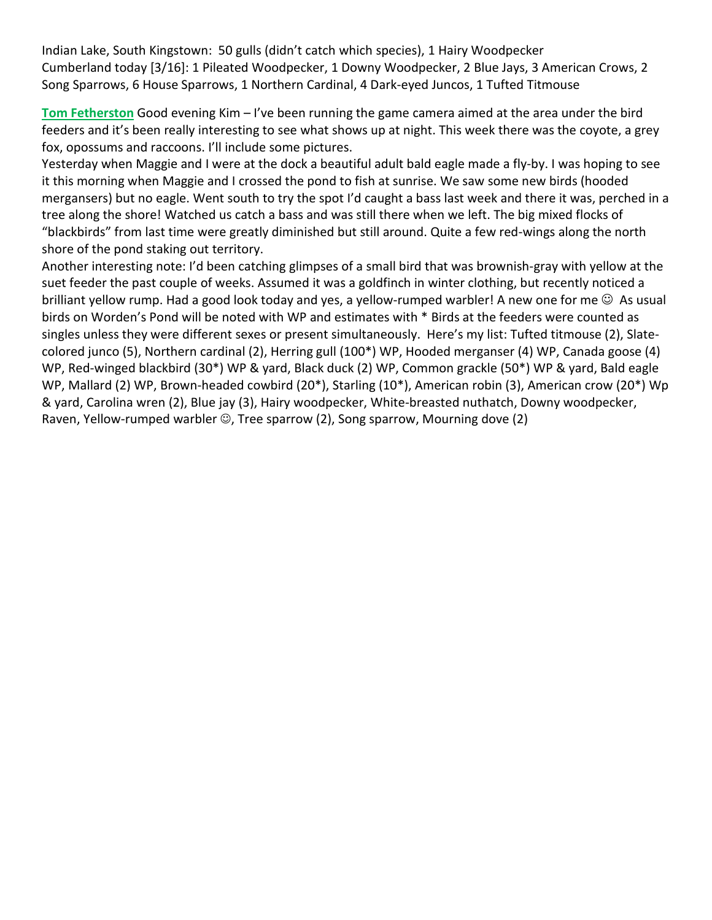Indian Lake, South Kingstown: 50 gulls (didn't catch which species), 1 Hairy Woodpecker
Cumberland today [3/16]: 1 Pileated Woodpecker, 1 Downy Woodpecker, 2 Blue Jays, 3 American Crows, 2 Song Sparrows, 6 House Sparrows, 1 Northern Cardinal, 4 Dark-eyed Juncos, 1 Tufted Titmouse

**Tom Fetherston** Good evening Kim – I've been running the game camera aimed at the area under the bird feeders and it's been really interesting to see what shows up at night. This week there was the coyote, a grey fox, opossums and raccoons. I'll include some pictures.
Yesterday when Maggie and I were at the dock a beautiful adult bald eagle made a fly-by. I was hoping to see it this morning when Maggie and I crossed the pond to fish at sunrise. We saw some new birds (hooded mergansers) but no eagle. Went south to try the spot I'd caught a bass last week and there it was, perched in a tree along the shore! Watched us catch a bass and was still there when we left. The big mixed flocks of "blackbirds" from last time were greatly diminished but still around. Quite a few red-wings along the north shore of the pond staking out territory.
Another interesting note: I'd been catching glimpses of a small bird that was brownish-gray with yellow at the suet feeder the past couple of weeks. Assumed it was a goldfinch in winter clothing, but recently noticed a brilliant yellow rump. Had a good look today and yes, a yellow-rumped warbler! A new one for me ☺ As usual birds on Worden's Pond will be noted with WP and estimates with * Birds at the feeders were counted as singles unless they were different sexes or present simultaneously. Here's my list: Tufted titmouse (2), Slate-colored junco (5), Northern cardinal (2), Herring gull (100*) WP, Hooded merganser (4) WP, Canada goose (4) WP, Red-winged blackbird (30*) WP & yard, Black duck (2) WP, Common grackle (50*) WP & yard, Bald eagle WP, Mallard (2) WP, Brown-headed cowbird (20*), Starling (10*), American robin (3), American crow (20*) Wp & yard, Carolina wren (2), Blue jay (3), Hairy woodpecker, White-breasted nuthatch, Downy woodpecker, Raven, Yellow-rumped warbler ☺, Tree sparrow (2), Song sparrow, Mourning dove (2)